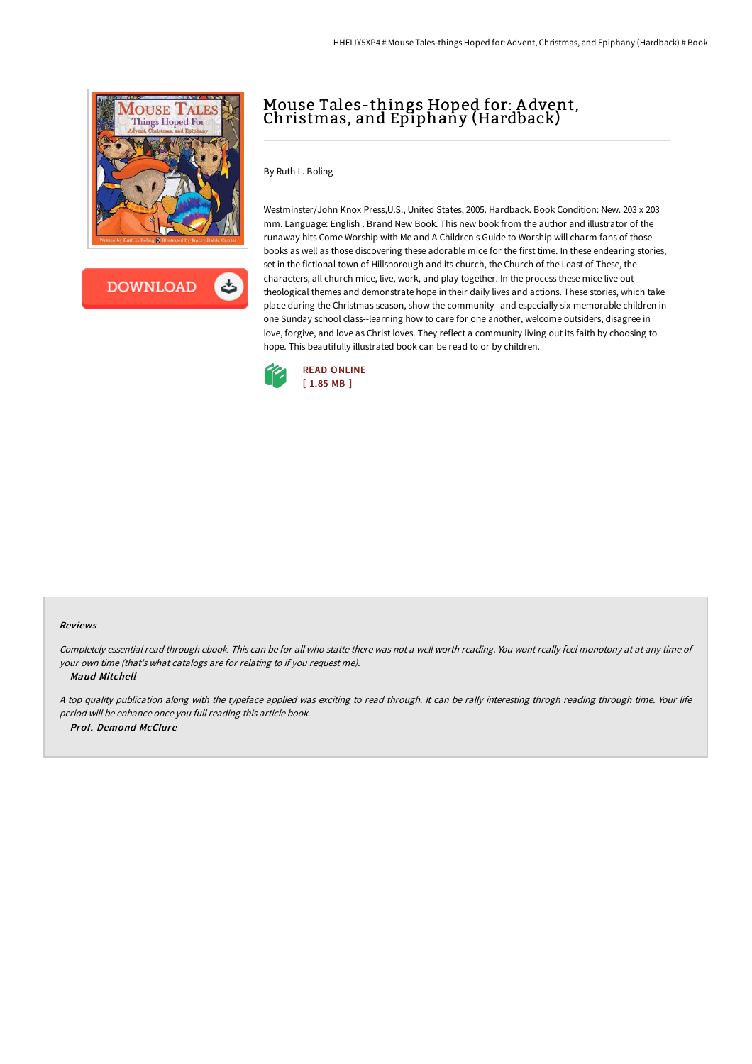# Mouse Tales-things Hoped for: Advent, Christmas, and Epiphany (Hardback)

By Ruth L. Boling

Westminster/John Knox Press,U.S., United States, 2005. Hardback. Book Condition: New. 203 x 203 mm. Language: English . Brand New Book. This new book from the author and illustrator of the runaway hits Come Worship with Me and A Children s Guide to Worship will charm fans of those books as well as those discovering these adorable mice for the first time. In these endearing stories, set in the fictional town of Hillsborough and its church, the Church of the Least of These, the characters, all church mice, live, work, and play together. In the process these mice live out theological themes and demonstrate hope in their daily lives and actions. These stories, which take place during the Christmas season, show the community--and especially six memorable children in one Sunday school class--learning how to care for one another, welcome outsiders, disagree in love, forgive, and love as Christ loves. They reflect a community living out its faith by choosing to hope. This beautifully illustrated book can be read to or by children.

READ ONLINE
[ 1.85 MB ]

### Reviews

*Completely essential read through ebook. This can be for all who statte there was not a well worth reading. You wont really feel monotony at at any time of your own time (that's what catalogs are for relating to if you request me).*

-- ***Maud Mitchell***

*A top quality publication along with the typeface applied was exciting to read through. It can be rally interesting throgh reading through time. Your life period will be enhance once you full reading this article book.*

-- ***Prof. Demond McClure***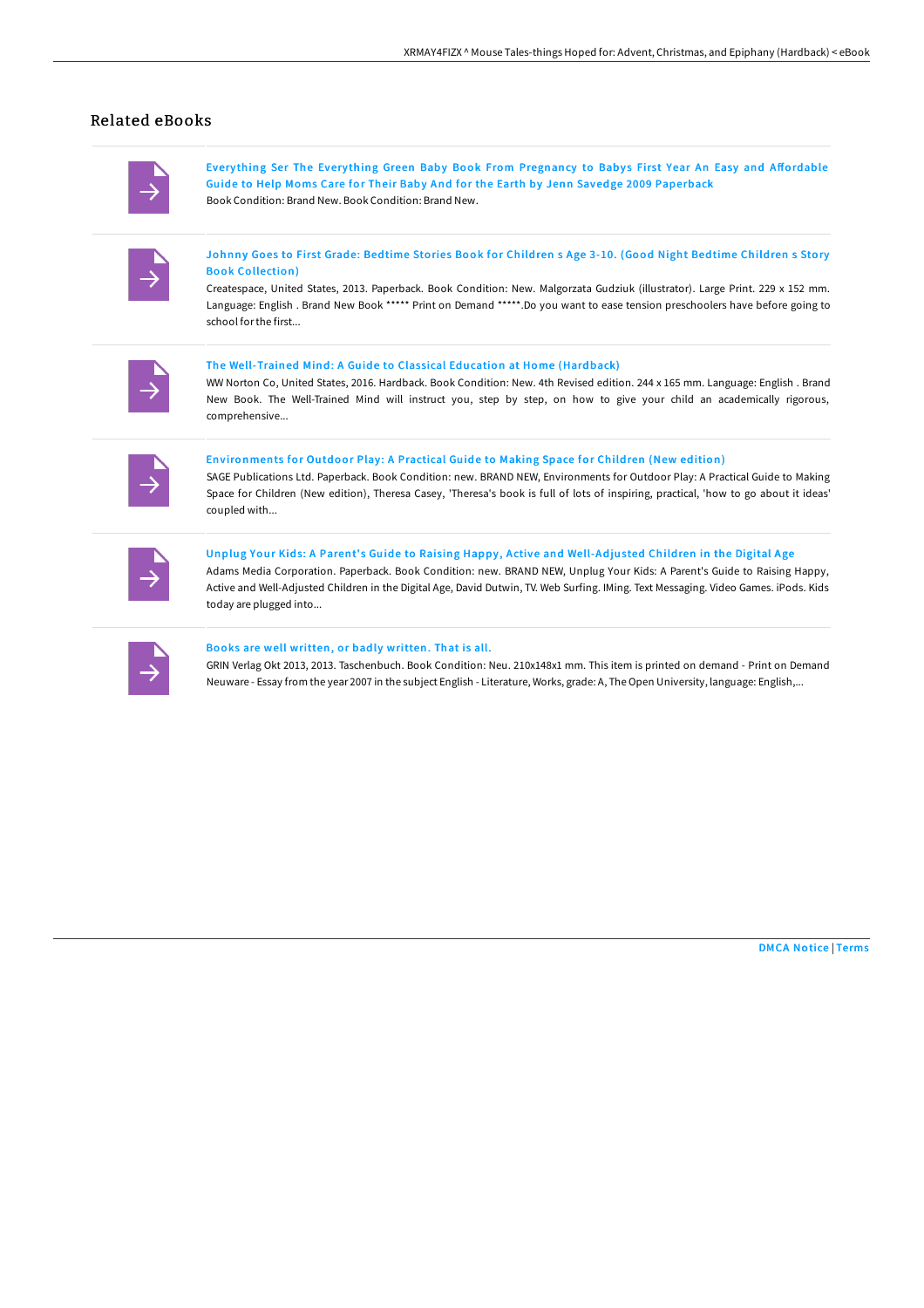## Related eBooks

**Everything Ser The Everything Green Baby Book From Pregnancy to Babys First Year An Easy and Affordable Guide to Help Moms Care for Their Baby And for the Earth by Jenn Savedge 2009 Paperback**
Book Condition: Brand New. Book Condition: Brand New.

**Johnny Goes to First Grade: Bedtime Stories Book for Children s Age 3-10. (Good Night Bedtime Children s Story Book Collection)**
Createspace, United States, 2013. Paperback. Book Condition: New. Malgorzata Gudziuk (illustrator). Large Print. 229 x 152 mm. Language: English . Brand New Book ***** Print on Demand *****.Do you want to ease tension preschoolers have before going to school for the first...

**The Well-Trained Mind: A Guide to Classical Education at Home (Hardback)**
WW Norton Co, United States, 2016. Hardback. Book Condition: New. 4th Revised edition. 244 x 165 mm. Language: English . Brand New Book. The Well-Trained Mind will instruct you, step by step, on how to give your child an academically rigorous, comprehensive...

**Environments for Outdoor Play: A Practical Guide to Making Space for Children (New edition)**
SAGE Publications Ltd. Paperback. Book Condition: new. BRAND NEW, Environments for Outdoor Play: A Practical Guide to Making Space for Children (New edition), Theresa Casey, 'Theresa's book is full of lots of inspiring, practical, 'how to go about it ideas' coupled with...

**Unplug Your Kids: A Parent's Guide to Raising Happy, Active and Well-Adjusted Children in the Digital Age**
Adams Media Corporation. Paperback. Book Condition: new. BRAND NEW, Unplug Your Kids: A Parent's Guide to Raising Happy, Active and Well-Adjusted Children in the Digital Age, David Dutwin, TV. Web Surfing. IMing. Text Messaging. Video Games. iPods. Kids today are plugged into...

**Books are well written, or badly written. That is all.**
GRIN Verlag Okt 2013, 2013. Taschenbuch. Book Condition: Neu. 210x148x1 mm. This item is printed on demand - Print on Demand Neuware - Essay from the year 2007 in the subject English - Literature, Works, grade: A, The Open University, language: English,...

DMCA Notice | Terms